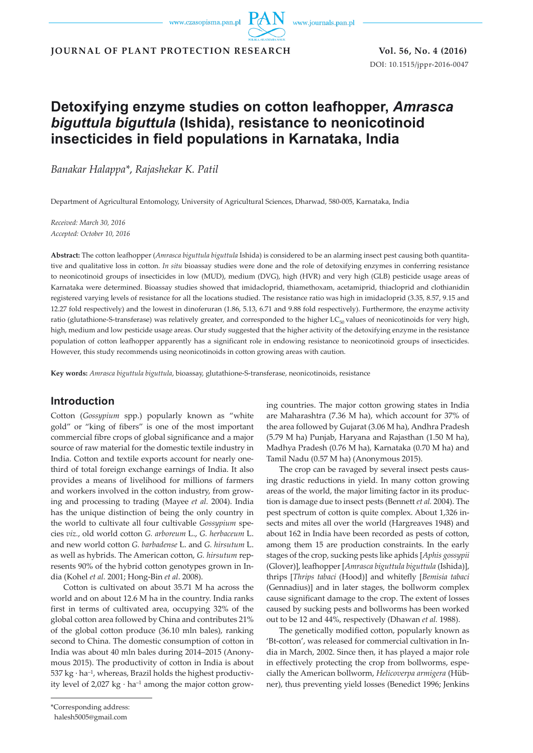# Detoxifying enzyme studies on cotton leafhopper, *Amrasca biguttula biguttula* (Ishida), resistance to neonicotinoid insecticides in field populations in Karnataka, India

*Banakar Halappa\*, Rajashekar K. Patil*

Department of Agricultural Entomology, University of Agricultural Sciences, Dharwad, 580-005, Karnataka, India

*Received: March 30, 2016*
*Accepted: October 10, 2016*

**Abstract:** The cotton leafhopper (*Amrasca biguttula biguttula* Ishida) is considered to be an alarming insect pest causing both quantitative and qualitative loss in cotton. *In situ* bioassay studies were done and the role of detoxifying enzymes in conferring resistance to neonicotinoid groups of insecticides in low (MUD), medium (DVG), high (HVR) and very high (GLB) pesticide usage areas of Karnataka were determined. Bioassay studies showed that imidacloprid, thiamethoxam, acetamiprid, thiacloprid and clothianidin registered varying levels of resistance for all the locations studied. The resistance ratio was high in imidacloprid (3.35, 8.57, 9.15 and 12.27 fold respectively) and the lowest in dinoferuran (1.86, 5.13, 6.71 and 9.88 fold respectively). Furthermore, the enzyme activity ratio (glutathione-S-transferase) was relatively greater, and corresponded to the higher $LC_{50}$ values of neonicotinoids for very high, high, medium and low pesticide usage areas. Our study suggested that the higher activity of the detoxifying enzyme in the resistance population of cotton leafhopper apparently has a significant role in endowing resistance to neonicotinoid groups of insecticides. However, this study recommends using neonicotinoids in cotton growing areas with caution.

**Key words:** *Amrasca biguttula biguttula*, bioassay, glutathione-S-transferase, neonicotinoids, resistance

## Introduction

Cotton (*Gossypium* spp.) popularly known as "white gold" or "king of fibers" is one of the most important commercial fibre crops of global significance and a major source of raw material for the domestic textile industry in India. Cotton and textile exports account for nearly one-third of total foreign exchange earnings of India. It also provides a means of livelihood for millions of farmers and workers involved in the cotton industry, from growing and processing to trading (Mayee *et al.* 2004). India has the unique distinction of being the only country in the world to cultivate all four cultivable *Gossypium* species *viz.*, old world cotton *G. arboreum* L., *G. herbaceum* L. and new world cotton *G. barbadense* L. and *G. hirsutum* L. as well as hybrids. The American cotton, *G. hirsutum* represents 90% of the hybrid cotton genotypes grown in India (Kohel *et al.* 2001; Hong-Bin *et al*. 2008).

Cotton is cultivated on about 35.71 M ha across the world and on about 12.6 M ha in the country. India ranks first in terms of cultivated area, occupying 32% of the global cotton area followed by China and contributes 21% of the global cotton produce (36.10 mln bales), ranking second to China. The domestic consumption of cotton in India was about 40 mln bales during 2014–2015 (Anonymous 2015). The productivity of cotton in India is about 537 kg · ha$^{-1}$, whereas, Brazil holds the highest productivity level of 2,027 kg · ha$^{-1}$ among the major cotton growing countries. The major cotton growing states in India are Maharashtra (7.36 M ha), which account for 37% of the area followed by Gujarat (3.06 M ha), Andhra Pradesh (5.79 M ha) Punjab, Haryana and Rajasthan (1.50 M ha), Madhya Pradesh (0.76 M ha), Karnataka (0.70 M ha) and Tamil Nadu (0.57 M ha) (Anonymous 2015).

The crop can be ravaged by several insect pests causing drastic reductions in yield. In many cotton growing areas of the world, the major limiting factor in its production is damage due to insect pests (Bennett *et al.* 2004). The pest spectrum of cotton is quite complex. About 1,326 insects and mites all over the world (Hargreaves 1948) and about 162 in India have been recorded as pests of cotton, among them 15 are production constraints. In the early stages of the crop, sucking pests like aphids [*Aphis gossypii* (Glover)], leafhopper [*Amrasca biguttula biguttula* (Ishida)], thrips [*Thrips tabaci* (Hood)] and whitefly [*Bemisia tabaci* (Gennadius)] and in later stages, the bollworm complex cause significant damage to the crop. The extent of losses caused by sucking pests and bollworms has been worked out to be 12 and 44%, respectively (Dhawan *et al.* 1988).

The genetically modified cotton, popularly known as 'Bt-cotton', was released for commercial cultivation in India in March, 2002. Since then, it has played a major role in effectively protecting the crop from bollworms, especially the American bollworm, *Helicoverpa armigera* (Hübner), thus preventing yield losses (Benedict 1996; Jenkins

\*Corresponding address:
halesh5005@gmail.com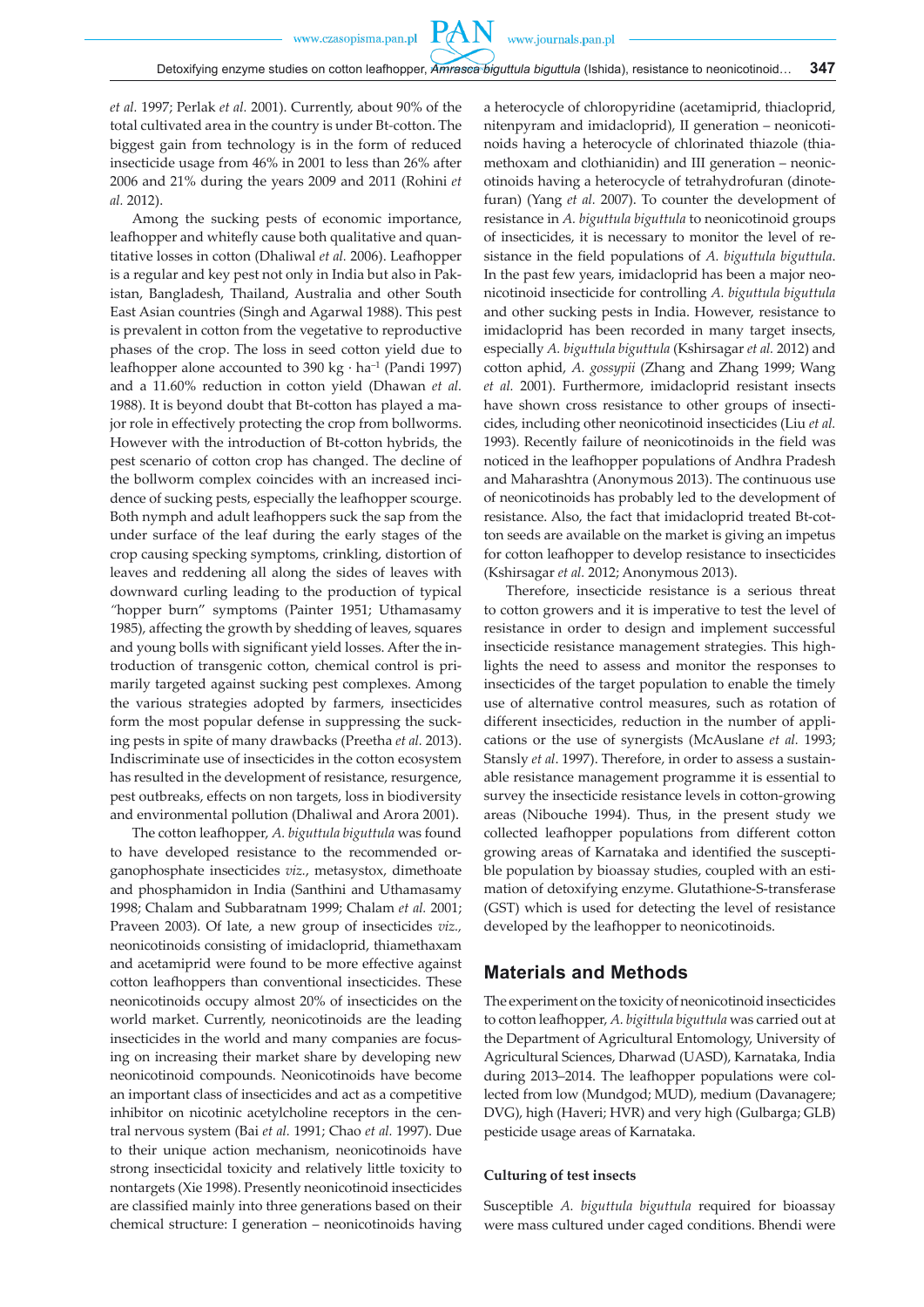*et al.* 1997; Perlak *et al.* 2001). Currently, about 90% of the total cultivated area in the country is under Bt-cotton. The biggest gain from technology is in the form of reduced insecticide usage from 46% in 2001 to less than 26% after 2006 and 21% during the years 2009 and 2011 (Rohini *et al.* 2012).

Among the sucking pests of economic importance, leafhopper and whitefly cause both qualitative and quantitative losses in cotton (Dhaliwal *et al.* 2006). Leafhopper is a regular and key pest not only in India but also in Pakistan, Bangladesh, Thailand, Australia and other South East Asian countries (Singh and Agarwal 1988). This pest is prevalent in cotton from the vegetative to reproductive phases of the crop. The loss in seed cotton yield due to leafhopper alone accounted to 390 kg · ha$^{-1}$ (Pandi 1997) and a 11.60% reduction in cotton yield (Dhawan *et al.* 1988). It is beyond doubt that Bt-cotton has played a major role in effectively protecting the crop from bollworms. However with the introduction of Bt-cotton hybrids, the pest scenario of cotton crop has changed. The decline of the bollworm complex coincides with an increased incidence of sucking pests, especially the leafhopper scourge. Both nymph and adult leafhoppers suck the sap from the under surface of the leaf during the early stages of the crop causing specking symptoms, crinkling, distortion of leaves and reddening all along the sides of leaves with downward curling leading to the production of typical "hopper burn" symptoms (Painter 1951; Uthamasamy 1985), affecting the growth by shedding of leaves, squares and young bolls with significant yield losses. After the introduction of transgenic cotton, chemical control is primarily targeted against sucking pest complexes. Among the various strategies adopted by farmers, insecticides form the most popular defense in suppressing the sucking pests in spite of many drawbacks (Preetha *et al.* 2013). Indiscriminate use of insecticides in the cotton ecosystem has resulted in the development of resistance, resurgence, pest outbreaks, effects on non targets, loss in biodiversity and environmental pollution (Dhaliwal and Arora 2001).

The cotton leafhopper, *A. biguttula biguttula* was found to have developed resistance to the recommended organophosphate insecticides *viz.*, metasystox, dimethoate and phosphamidon in India (Santhini and Uthamasamy 1998; Chalam and Subbaratnam 1999; Chalam *et al.* 2001; Praveen 2003). Of late, a new group of insecticides *viz.*, neonicotinoids consisting of imidacloprid, thiamethaxam and acetamiprid were found to be more effective against cotton leafhoppers than conventional insecticides. These neonicotinoids occupy almost 20% of insecticides on the world market. Currently, neonicotinoids are the leading insecticides in the world and many companies are focusing on increasing their market share by developing new neonicotinoid compounds. Neonicotinoids have become an important class of insecticides and act as a competitive inhibitor on nicotinic acetylcholine receptors in the central nervous system (Bai *et al.* 1991; Chao *et al.* 1997). Due to their unique action mechanism, neonicotinoids have strong insecticidal toxicity and relatively little toxicity to nontargets (Xie 1998). Presently neonicotinoid insecticides are classified mainly into three generations based on their chemical structure: I generation – neonicotinoids having a heterocycle of chloropyridine (acetamiprid, thiacloprid, nitenpyram and imidacloprid), II generation – neonicotinoids having a heterocycle of chlorinated thiazole (thiamethoxam and clothianidin) and III generation – neonicotinoids having a heterocycle of tetrahydrofuran (dinotefuran) (Yang *et al.* 2007). To counter the development of resistance in *A. biguttula biguttula* to neonicotinoid groups of insecticides, it is necessary to monitor the level of resistance in the field populations of *A. biguttula biguttula*. In the past few years, imidacloprid has been a major neonicotinoid insecticide for controlling *A. biguttula biguttula* and other sucking pests in India. However, resistance to imidacloprid has been recorded in many target insects, especially *A. biguttula biguttula* (Kshirsagar *et al.* 2012) and cotton aphid, *A. gossypii* (Zhang and Zhang 1999; Wang *et al.* 2001). Furthermore, imidacloprid resistant insects have shown cross resistance to other groups of insecticides, including other neonicotinoid insecticides (Liu *et al.* 1993). Recently failure of neonicotinoids in the field was noticed in the leafhopper populations of Andhra Pradesh and Maharashtra (Anonymous 2013). The continuous use of neonicotinoids has probably led to the development of resistance. Also, the fact that imidacloprid treated Bt-cotton seeds are available on the market is giving an impetus for cotton leafhopper to develop resistance to insecticides (Kshirsagar *et al.* 2012; Anonymous 2013).

Therefore, insecticide resistance is a serious threat to cotton growers and it is imperative to test the level of resistance in order to design and implement successful insecticide resistance management strategies. This highlights the need to assess and monitor the responses to insecticides of the target population to enable the timely use of alternative control measures, such as rotation of different insecticides, reduction in the number of applications or the use of synergists (McAuslane *et al.* 1993; Stansly *et al.* 1997). Therefore, in order to assess a sustainable resistance management programme it is essential to survey the insecticide resistance levels in cotton-growing areas (Nibouche 1994). Thus, in the present study we collected leafhopper populations from different cotton growing areas of Karnataka and identified the susceptible population by bioassay studies, coupled with an estimation of detoxifying enzyme. Glutathione-S-transferase (GST) which is used for detecting the level of resistance developed by the leafhopper to neonicotinoids.

## Materials and Methods

The experiment on the toxicity of neonicotinoid insecticides to cotton leafhopper, *A. bigittula biguttula* was carried out at the Department of Agricultural Entomology, University of Agricultural Sciences, Dharwad (UASD), Karnataka, India during 2013–2014. The leafhopper populations were collected from low (Mundgod; MUD), medium (Davanagere; DVG), high (Haveri; HVR) and very high (Gulbarga; GLB) pesticide usage areas of Karnataka.

### Culturing of test insects

Susceptible *A. biguttula biguttula* required for bioassay were mass cultured under caged conditions. Bhendi were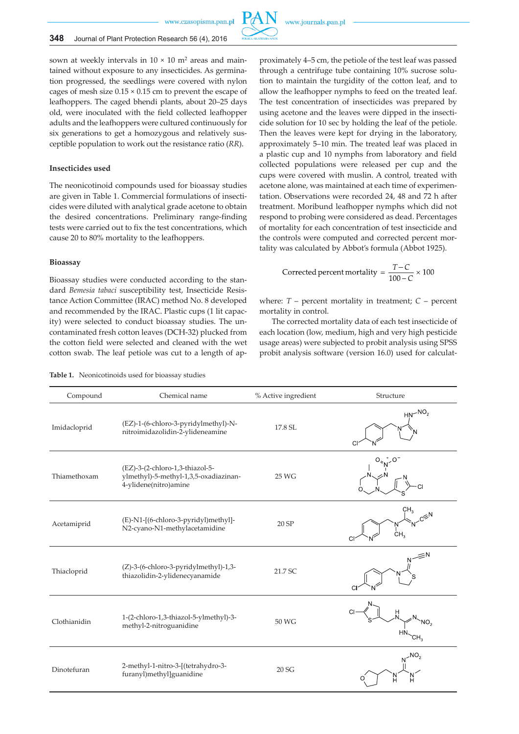sown at weekly intervals in 10 × 10 $m^2$ areas and maintained without exposure to any insecticides. As germination progressed, the seedlings were covered with nylon cages of mesh size 0.15 × 0.15 cm to prevent the escape of leafhoppers. The caged bhendi plants, about 20–25 days old, were inoculated with the field collected leafhopper adults and the leafhoppers were cultured continuously for six generations to get a homozygous and relatively susceptible population to work out the resistance ratio (*RR*).

### Insecticides used

The neonicotinoid compounds used for bioassay studies are given in Table 1. Commercial formulations of insecticides were diluted with analytical grade acetone to obtain the desired concentrations. Preliminary range-finding tests were carried out to fix the test concentrations, which cause 20 to 80% mortality to the leafhoppers.

### Bioassay

Bioassay studies were conducted according to the standard *Bemesia tabaci* susceptibility test, Insecticide Resistance Action Committee (IRAC) method No. 8 developed and recommended by the IRAC. Plastic cups (1 lit capacity) were selected to conduct bioassay studies. The uncontaminated fresh cotton leaves (DCH-32) plucked from the cotton field were selected and cleaned with the wet cotton swab. The leaf petiole was cut to a length of approximately 4–5 cm, the petiole of the test leaf was passed through a centrifuge tube containing 10% sucrose solution to maintain the turgidity of the cotton leaf, and to allow the leafhopper nymphs to feed on the treated leaf. The test concentration of insecticides was prepared by using acetone and the leaves were dipped in the insecticide solution for 10 sec by holding the leaf of the petiole. Then the leaves were kept for drying in the laboratory, approximately 5–10 min. The treated leaf was placed in a plastic cup and 10 nymphs from laboratory and field collected populations were released per cup and the cups were covered with muslin. A control, treated with acetone alone, was maintained at each time of experimentation. Observations were recorded 24, 48 and 72 h after treatment. Moribund leafhopper nymphs which did not respond to probing were considered as dead. Percentages of mortality for each concentration of test insecticide and the controls were computed and corrected percent mortality was calculated by Abbot's formula (Abbot 1925).

$$\text{Corrected percent mortality} = \frac{T - C}{100 - C} \times 100$$

where: $T$ – percent mortality in treatment; $C$ – percent mortality in control.

The corrected mortality data of each test insecticide of each location (low, medium, high and very high pesticide usage areas) were subjected to probit analysis using SPSS probit analysis software (version 16.0) used for calculat-

Table 1. Neonicotinoids used for bioassay studies

| Compound | Chemical name | % Active ingredient | Structure |
|---|---|---|---|
| Imidacloprid | (EZ)-1-(6-chloro-3-pyridylmethyl)-N-nitroimidazolidin-2-ylideneamine | 17.8 SL | |
| Thiamethoxam | (EZ)-3-(2-chloro-1,3-thiazol-5-ylmethyl)-5-methyl-1,3,5-oxadiazinan-4-ylidene(nitro)amine | 25 WG | |
| Acetamiprid | (E)-N1-[(6-chloro-3-pyridyl)methyl]-N2-cyano-N1-methylacetamidine | 20 SP | |
| Thiacloprid | (Z)-3-(6-chloro-3-pyridylmethyl)-1,3-thiazolidin-2-ylidenecyanamide | 21.7 SC | |
| Clothianidin | 1-(2-chloro-1,3-thiazol-5-ylmethyl)-3-methyl-2-nitroguanidine | 50 WG | |
| Dinotefuran | 2-methyl-1-nitro-3-[(tetrahydro-3-furanyl)methyl]guanidine | 20 SG | |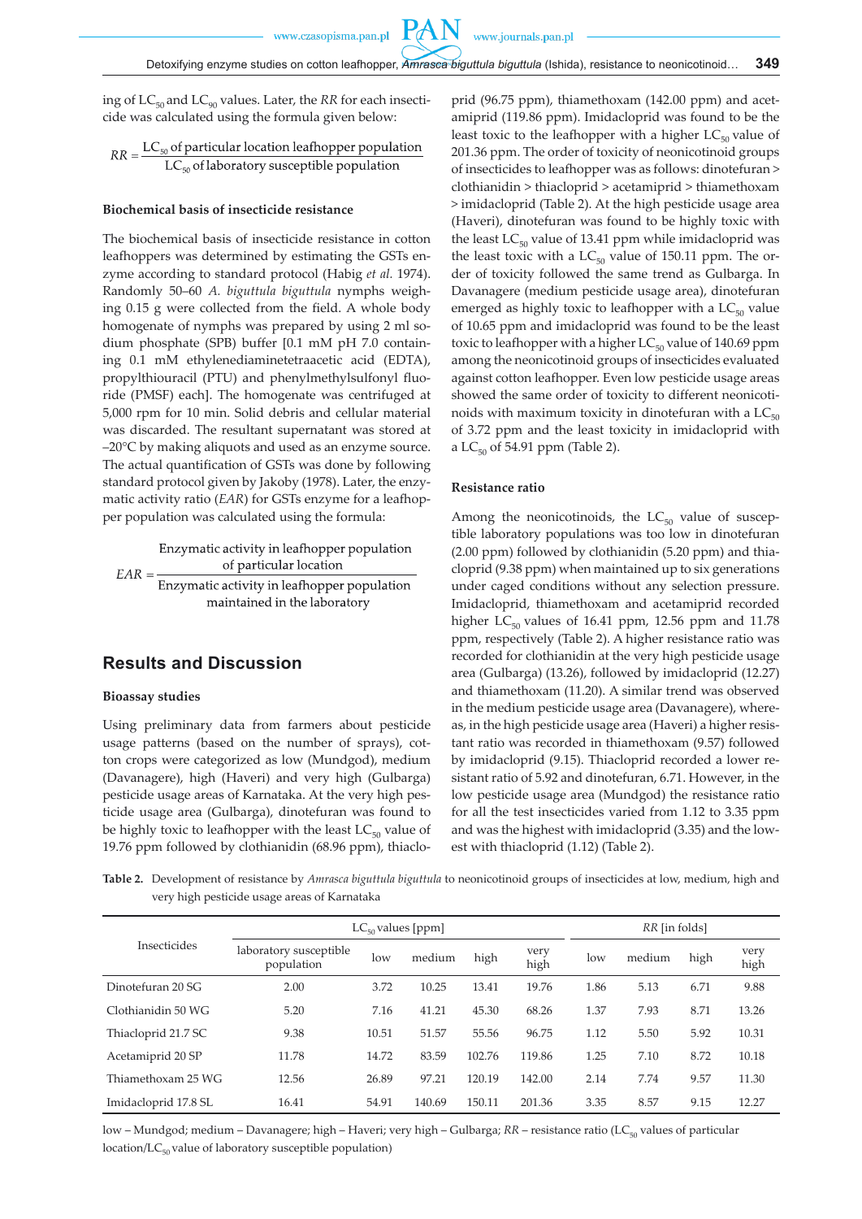ing of $LC_{50}$ and $LC_{90}$ values. Later, the *RR* for each insecticide was calculated using the formula given below:

$$RR = \frac{LC_{50}\text{ of particular location leafhopper population}}{LC_{50}\text{ of laboratory susceptible population}}$$

#### Biochemical basis of insecticide resistance

The biochemical basis of insecticide resistance in cotton leafhoppers was determined by estimating the GSTs enzyme according to standard protocol (Habig *et al.* 1974). Randomly 50–60 *A. biguttula biguttula* nymphs weighing 0.15 g were collected from the field. A whole body homogenate of nymphs was prepared by using 2 ml sodium phosphate (SPB) buffer [0.1 mM pH 7.0 containing 0.1 mM ethylenediaminetetraacetic acid (EDTA), propylthiouracil (PTU) and phenylmethylsulfonyl fluoride (PMSF) each]. The homogenate was centrifuged at 5,000 rpm for 10 min. Solid debris and cellular material was discarded. The resultant supernatant was stored at –20°C by making aliquots and used as an enzyme source. The actual quantification of GSTs was done by following standard protocol given by Jakoby (1978). Later, the enzymatic activity ratio (*EAR*) for GSTs enzyme for a leafhopper population was calculated using the formula:

$$EAR = \frac{\text{Enzymatic activity in leafhopper population of particular location}}{\text{Enzymatic activity in leafhopper population maintained in the laboratory}}$$

## Results and Discussion

#### Bioassay studies

Using preliminary data from farmers about pesticide usage patterns (based on the number of sprays), cotton crops were categorized as low (Mundgod), medium (Davanagere), high (Haveri) and very high (Gulbarga) pesticide usage areas of Karnataka. At the very high pesticide usage area (Gulbarga), dinotefuran was found to be highly toxic to leafhopper with the least $LC_{50}$ value of 19.76 ppm followed by clothianidin (68.96 ppm), thiacloprid (96.75 ppm), thiamethoxam (142.00 ppm) and acetamiprid (119.86 ppm). Imidacloprid was found to be the least toxic to the leafhopper with a higher $LC_{50}$ value of 201.36 ppm. The order of toxicity of neonicotinoid groups of insecticides to leafhopper was as follows: dinotefuran > clothianidin > thiacloprid > acetamiprid > thiamethoxam > imidacloprid (Table 2). At the high pesticide usage area (Haveri), dinotefuran was found to be highly toxic with the least $LC_{50}$ value of 13.41 ppm while imidacloprid was the least toxic with a $LC_{50}$ value of 150.11 ppm. The order of toxicity followed the same trend as Gulbarga. In Davanagere (medium pesticide usage area), dinotefuran emerged as highly toxic to leafhopper with a $LC_{50}$ value of 10.65 ppm and imidacloprid was found to be the least toxic to leafhopper with a higher $LC_{50}$ value of 140.69 ppm among the neonicotinoid groups of insecticides evaluated against cotton leafhopper. Even low pesticide usage areas showed the same order of toxicity to different neonicotinoids with maximum toxicity in dinotefuran with a $LC_{50}$ of 3.72 ppm and the least toxicity in imidacloprid with a $LC_{50}$ of 54.91 ppm (Table 2).

#### Resistance ratio

Among the neonicotinoids, the $LC_{50}$ value of susceptible laboratory populations was too low in dinotefuran (2.00 ppm) followed by clothianidin (5.20 ppm) and thiacloprid (9.38 ppm) when maintained up to six generations under caged conditions without any selection pressure. Imidacloprid, thiamethoxam and acetamiprid recorded higher $LC_{50}$ values of 16.41 ppm, 12.56 ppm and 11.78 ppm, respectively (Table 2). A higher resistance ratio was recorded for clothianidin at the very high pesticide usage area (Gulbarga) (13.26), followed by imidacloprid (12.27) and thiamethoxam (11.20). A similar trend was observed in the medium pesticide usage area (Davanagere), whereas, in the high pesticide usage area (Haveri) a higher resistant ratio was recorded in thiamethoxam (9.57) followed by imidacloprid (9.15). Thiacloprid recorded a lower resistant ratio of 5.92 and dinotefuran, 6.71. However, in the low pesticide usage area (Mundgod) the resistance ratio for all the test insecticides varied from 1.12 to 3.35 ppm and was the highest with imidacloprid (3.35) and the lowest with thiacloprid (1.12) (Table 2).

**Table 2.** Development of resistance by *Amrasca biguttula biguttula* to neonicotinoid groups of insecticides at low, medium, high and very high pesticide usage areas of Karnataka

| Insecticides | $LC_{50}$ values [ppm] | | | | | *RR* [in folds] | | | |
|---|---|---|---|---|---|---|---|---|---|
| | laboratory susceptible population | low | medium | high | very high | low | medium | high | very high |
| Dinotefuran 20 SG | 2.00 | 3.72 | 10.25 | 13.41 | 19.76 | 1.86 | 5.13 | 6.71 | 9.88 |
| Clothianidin 50 WG | 5.20 | 7.16 | 41.21 | 45.30 | 68.26 | 1.37 | 7.93 | 8.71 | 13.26 |
| Thiacloprid 21.7 SC | 9.38 | 10.51 | 51.57 | 55.56 | 96.75 | 1.12 | 5.50 | 5.92 | 10.31 |
| Acetamiprid 20 SP | 11.78 | 14.72 | 83.59 | 102.76 | 119.86 | 1.25 | 7.10 | 8.72 | 10.18 |
| Thiamethoxam 25 WG | 12.56 | 26.89 | 97.21 | 120.19 | 142.00 | 2.14 | 7.74 | 9.57 | 11.30 |
| Imidacloprid 17.8 SL | 16.41 | 54.91 | 140.69 | 150.11 | 201.36 | 3.35 | 8.57 | 9.15 | 12.27 |

low – Mundgod; medium – Davanagere; high – Haveri; very high – Gulbarga; *RR* – resistance ratio ($LC_{50}$ values of particular location/$LC_{50}$ value of laboratory susceptible population)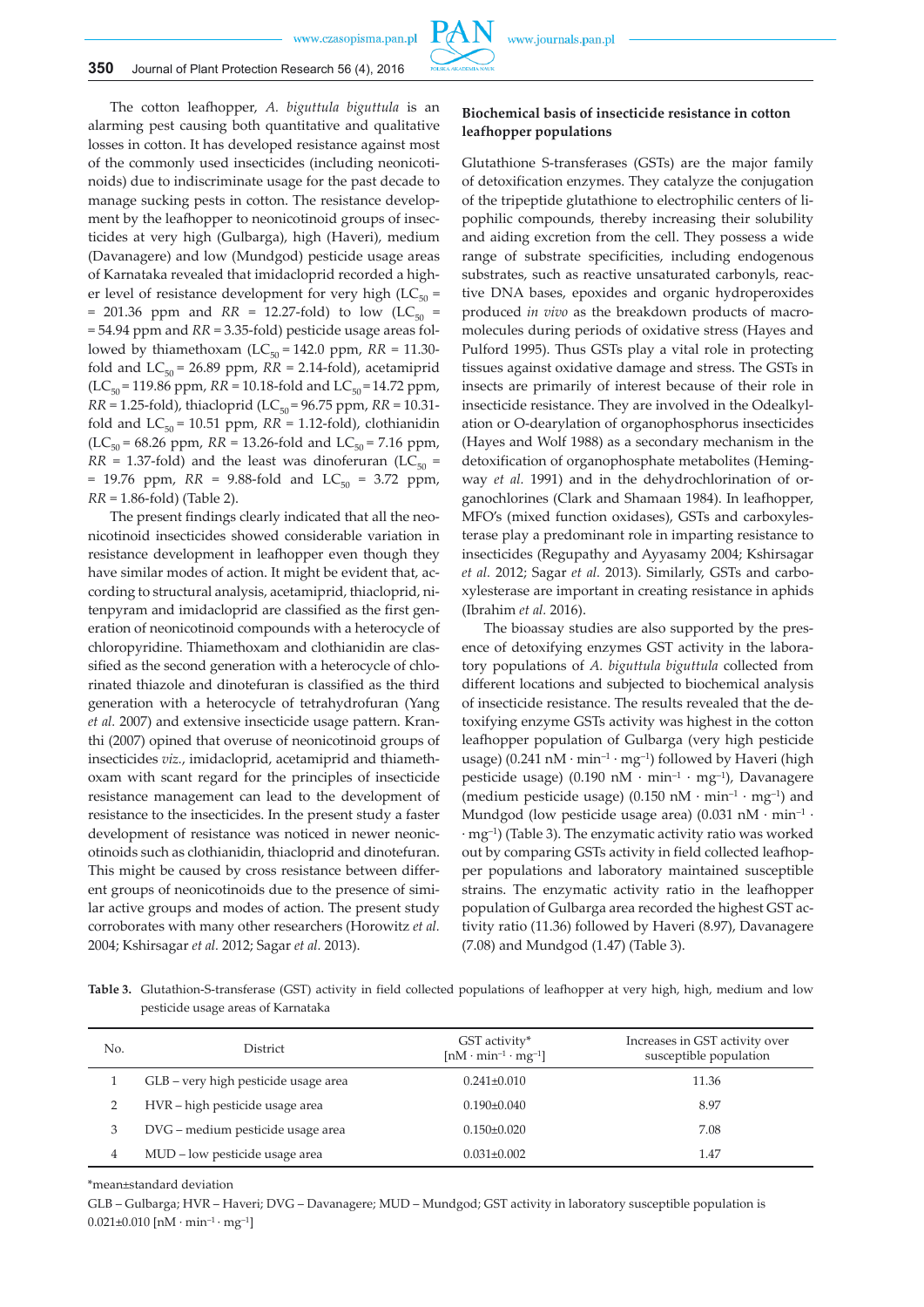The cotton leafhopper, *A. biguttula biguttula* is an alarming pest causing both quantitative and qualitative losses in cotton. It has developed resistance against most of the commonly used insecticides (including neonicotinoids) due to indiscriminate usage for the past decade to manage sucking pests in cotton. The resistance development by the leafhopper to neonicotinoid groups of insecticides at very high (Gulbarga), high (Haveri), medium (Davanagere) and low (Mundgod) pesticide usage areas of Karnataka revealed that imidacloprid recorded a higher level of resistance development for very high ($LC_{50}$ = = 201.36 ppm and *RR* = 12.27-fold) to low ($LC_{50}$ = = 54.94 ppm and *RR* = 3.35-fold) pesticide usage areas followed by thiamethoxam ($LC_{50}$ = 142.0 ppm, *RR* = 11.30-fold and $LC_{50}$ = 26.89 ppm, *RR* = 2.14-fold), acetamiprid ($LC_{50}$ = 119.86 ppm, *RR* = 10.18-fold and $LC_{50}$ = 14.72 ppm, *RR* = 1.25-fold), thiacloprid ($LC_{50}$ = 96.75 ppm, *RR* = 10.31-fold and $LC_{50}$ = 10.51 ppm, *RR* = 1.12-fold), clothianidin ($LC_{50}$ = 68.26 ppm, *RR* = 13.26-fold and $LC_{50}$ = 7.16 ppm, *RR* = 1.37-fold) and the least was dinoferuran ($LC_{50}$ = = 19.76 ppm, *RR* = 9.88-fold and $LC_{50}$ = 3.72 ppm, *RR* = 1.86-fold) (Table 2).

The present findings clearly indicated that all the neonicotinoid insecticides showed considerable variation in resistance development in leafhopper even though they have similar modes of action. It might be evident that, according to structural analysis, acetamiprid, thiacloprid, nitenpyram and imidacloprid are classified as the first generation of neonicotinoid compounds with a heterocycle of chloropyridine. Thiamethoxam and clothianidin are classified as the second generation with a heterocycle of chlorinated thiazole and dinotefuran is classified as the third generation with a heterocycle of tetrahydrofuran (Yang *et al.* 2007) and extensive insecticide usage pattern. Kranthi (2007) opined that overuse of neonicotinoid groups of insecticides *viz.*, imidacloprid, acetamiprid and thiamethoxam with scant regard for the principles of insecticide resistance management can lead to the development of resistance to the insecticides. In the present study a faster development of resistance was noticed in newer neonicotinoids such as clothianidin, thiacloprid and dinotefuran. This might be caused by cross resistance between different groups of neonicotinoids due to the presence of similar active groups and modes of action. The present study corroborates with many other researchers (Horowitz *et al.* 2004; Kshirsagar *et al.* 2012; Sagar *et al.* 2013).

**Biochemical basis of insecticide resistance in cotton leafhopper populations**

Glutathione S-transferases (GSTs) are the major family of detoxification enzymes. They catalyze the conjugation of the tripeptide glutathione to electrophilic centers of lipophilic compounds, thereby increasing their solubility and aiding excretion from the cell. They possess a wide range of substrate specificities, including endogenous substrates, such as reactive unsaturated carbonyls, reactive DNA bases, epoxides and organic hydroperoxides produced *in vivo* as the breakdown products of macromolecules during periods of oxidative stress (Hayes and Pulford 1995). Thus GSTs play a vital role in protecting tissues against oxidative damage and stress. The GSTs in insects are primarily of interest because of their role in insecticide resistance. They are involved in the Odealkylation or O-dearylation of organophosphorus insecticides (Hayes and Wolf 1988) as a secondary mechanism in the detoxification of organophosphate metabolites (Hemingway *et al.* 1991) and in the dehydrochlorination of organochlorines (Clark and Shamaan 1984). In leafhopper, MFO's (mixed function oxidases), GSTs and carboxylesterase play a predominant role in imparting resistance to insecticides (Regupathy and Ayyasamy 2004; Kshirsagar *et al.* 2012; Sagar *et al.* 2013). Similarly, GSTs and carboxylesterase are important in creating resistance in aphids (Ibrahim *et al.* 2016).

The bioassay studies are also supported by the presence of detoxifying enzymes GST activity in the laboratory populations of *A. biguttula biguttula* collected from different locations and subjected to biochemical analysis of insecticide resistance. The results revealed that the detoxifying enzyme GSTs activity was highest in the cotton leafhopper population of Gulbarga (very high pesticide usage) (0.241 nM $\cdot$ min$^{-1}$ $\cdot$ mg$^{-1}$) followed by Haveri (high pesticide usage) (0.190 nM $\cdot$ min$^{-1}$ $\cdot$ mg$^{-1}$), Davanagere (medium pesticide usage) (0.150 nM $\cdot$ min$^{-1}$ $\cdot$ mg$^{-1}$) and Mundgod (low pesticide usage area) (0.031 nM $\cdot$ min$^{-1}$ $\cdot$ $\cdot$ mg$^{-1}$) (Table 3). The enzymatic activity ratio was worked out by comparing GSTs activity in field collected leafhopper populations and laboratory maintained susceptible strains. The enzymatic activity ratio in the leafhopper population of Gulbarga area recorded the highest GST activity ratio (11.36) followed by Haveri (8.97), Davanagere (7.08) and Mundgod (1.47) (Table 3).

**Table 3.** Glutathion-S-transferase (GST) activity in field collected populations of leafhopper at very high, high, medium and low pesticide usage areas of Karnataka

| No. | District | GST activity* [nM $\cdot$ min$^{-1}$ $\cdot$ mg$^{-1}$] | Increases in GST activity over susceptible population |
|---|---|---|---|
| 1 | GLB – very high pesticide usage area | 0.241±0.010 | 11.36 |
| 2 | HVR – high pesticide usage area | 0.190±0.040 | 8.97 |
| 3 | DVG – medium pesticide usage area | 0.150±0.020 | 7.08 |
| 4 | MUD – low pesticide usage area | 0.031±0.002 | 1.47 |

*mean±standard deviation

GLB – Gulbarga; HVR – Haveri; DVG – Davanagere; MUD – Mundgod; GST activity in laboratory susceptible population is 0.021±0.010 [nM $\cdot$ min$^{-1}$ $\cdot$ mg$^{-1}$]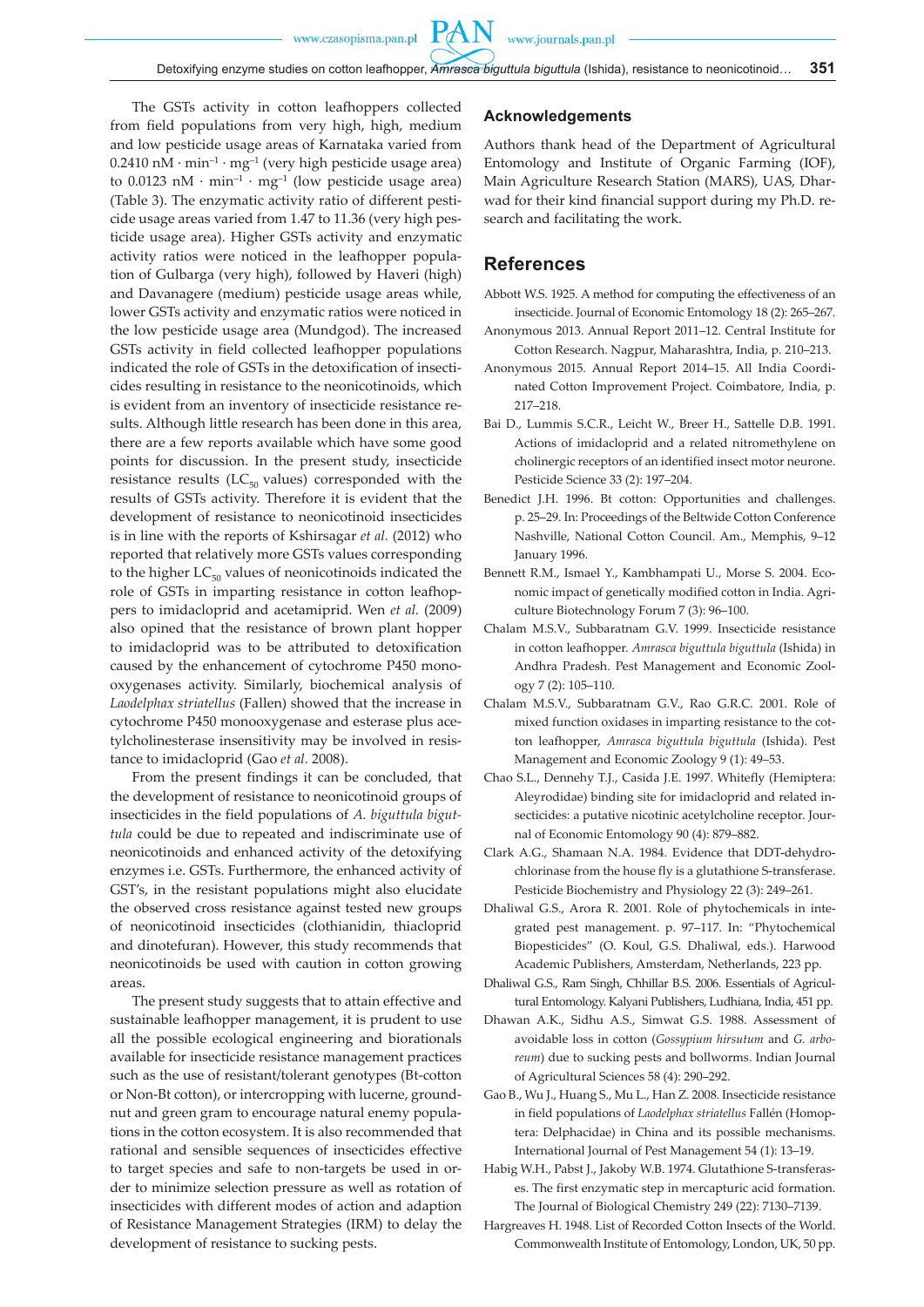The GSTs activity in cotton leafhoppers collected from field populations from very high, high, medium and low pesticide usage areas of Karnataka varied from 0.2410 nM · $min^{-1}$ · $mg^{-1}$ (very high pesticide usage area) to 0.0123 nM · $min^{-1}$ · $mg^{-1}$ (low pesticide usage area) (Table 3). The enzymatic activity ratio of different pesticide usage areas varied from 1.47 to 11.36 (very high pesticide usage area). Higher GSTs activity and enzymatic activity ratios were noticed in the leafhopper population of Gulbarga (very high), followed by Haveri (high) and Davanagere (medium) pesticide usage areas while, lower GSTs activity and enzymatic ratios were noticed in the low pesticide usage area (Mundgod). The increased GSTs activity in field collected leafhopper populations indicated the role of GSTs in the detoxification of insecticides resulting in resistance to the neonicotinoids, which is evident from an inventory of insecticide resistance results. Although little research has been done in this area, there are a few reports available which have some good points for discussion. In the present study, insecticide resistance results ($LC_{50}$ values) corresponded with the results of GSTs activity. Therefore it is evident that the development of resistance to neonicotinoid insecticides is in line with the reports of Kshirsagar *et al.* (2012) who reported that relatively more GSTs values corresponding to the higher $LC_{50}$ values of neonicotinoids indicated the role of GSTs in imparting resistance in cotton leafhoppers to imidacloprid and acetamiprid. Wen *et al.* (2009) also opined that the resistance of brown plant hopper to imidacloprid was to be attributed to detoxification caused by the enhancement of cytochrome P450 monooxygenases activity. Similarly, biochemical analysis of *Laodelphax striatellus* (Fallen) showed that the increase in cytochrome P450 monooxygenase and esterase plus acetylcholinesterase insensitivity may be involved in resistance to imidacloprid (Gao *et al.* 2008).

From the present findings it can be concluded, that the development of resistance to neonicotinoid groups of insecticides in the field populations of *A. biguttula biguttula* could be due to repeated and indiscriminate use of neonicotinoids and enhanced activity of the detoxifying enzymes i.e. GSTs. Furthermore, the enhanced activity of GST's, in the resistant populations might also elucidate the observed cross resistance against tested new groups of neonicotinoid insecticides (clothianidin, thiacloprid and dinotefuran). However, this study recommends that neonicotinoids be used with caution in cotton growing areas.

The present study suggests that to attain effective and sustainable leafhopper management, it is prudent to use all the possible ecological engineering and biorationals available for insecticide resistance management practices such as the use of resistant/tolerant genotypes (Bt-cotton or Non-Bt cotton), or intercropping with lucerne, groundnut and green gram to encourage natural enemy populations in the cotton ecosystem. It is also recommended that rational and sensible sequences of insecticides effective to target species and safe to non-targets be used in order to minimize selection pressure as well as rotation of insecticides with different modes of action and adaption of Resistance Management Strategies (IRM) to delay the development of resistance to sucking pests.

## Acknowledgements

Authors thank head of the Department of Agricultural Entomology and Institute of Organic Farming (IOF), Main Agriculture Research Station (MARS), UAS, Dharwad for their kind financial support during my Ph.D. research and facilitating the work.

## References

Abbott W.S. 1925. A method for computing the effectiveness of an insecticide. Journal of Economic Entomology 18 (2): 265–267.

Anonymous 2013. Annual Report 2011–12. Central Institute for Cotton Research. Nagpur, Maharashtra, India, p. 210–213.

Anonymous 2015. Annual Report 2014–15. All India Coordinated Cotton Improvement Project. Coimbatore, India, p. 217–218.

Bai D., Lummis S.C.R., Leicht W., Breer H., Sattelle D.B. 1991. Actions of imidacloprid and a related nitromethylene on cholinergic receptors of an identified insect motor neurone. Pesticide Science 33 (2): 197–204.

Benedict J.H. 1996. Bt cotton: Opportunities and challenges. p. 25–29. In: Proceedings of the Beltwide Cotton Conference Nashville, National Cotton Council. Am., Memphis, 9–12 January 1996.

Bennett R.M., Ismael Y., Kambhampati U., Morse S. 2004. Economic impact of genetically modified cotton in India. Agriculture Biotechnology Forum 7 (3): 96–100.

Chalam M.S.V., Subbaratnam G.V. 1999. Insecticide resistance in cotton leafhopper. *Amrasca biguttula biguttula* (Ishida) in Andhra Pradesh. Pest Management and Economic Zoology 7 (2): 105–110.

Chalam M.S.V., Subbaratnam G.V., Rao G.R.C. 2001. Role of mixed function oxidases in imparting resistance to the cotton leafhopper, *Amrasca biguttula biguttula* (Ishida). Pest Management and Economic Zoology 9 (1): 49–53.

Chao S.L., Dennehy T.J., Casida J.E. 1997. Whitefly (Hemiptera: Aleyrodidae) binding site for imidacloprid and related insecticides: a putative nicotinic acetylcholine receptor. Journal of Economic Entomology 90 (4): 879–882.

Clark A.G., Shamaan N.A. 1984. Evidence that DDT-dehydrochlorinase from the house fly is a glutathione S-transferase. Pesticide Biochemistry and Physiology 22 (3): 249–261.

Dhaliwal G.S., Arora R. 2001. Role of phytochemicals in integrated pest management. p. 97–117. In: "Phytochemical Biopesticides" (O. Koul, G.S. Dhaliwal, eds.). Harwood Academic Publishers, Amsterdam, Netherlands, 223 pp.

Dhaliwal G.S., Ram Singh, Chhillar B.S. 2006. Essentials of Agricultural Entomology. Kalyani Publishers, Ludhiana, India, 451 pp.

Dhawan A.K., Sidhu A.S., Simwat G.S. 1988. Assessment of avoidable loss in cotton (*Gossypium hirsutum* and *G. arboreum*) due to sucking pests and bollworms. Indian Journal of Agricultural Sciences 58 (4): 290–292.

Gao B., Wu J., Huang S., Mu L., Han Z. 2008. Insecticide resistance in field populations of *Laodelphax striatellus* Fallén (Homoptera: Delphacidae) in China and its possible mechanisms. International Journal of Pest Management 54 (1): 13–19.

Habig W.H., Pabst J., Jakoby W.B. 1974. Glutathione S-transferases. The first enzymatic step in mercapturic acid formation. The Journal of Biological Chemistry 249 (22): 7130–7139.

Hargreaves H. 1948. List of Recorded Cotton Insects of the World. Commonwealth Institute of Entomology, London, UK, 50 pp.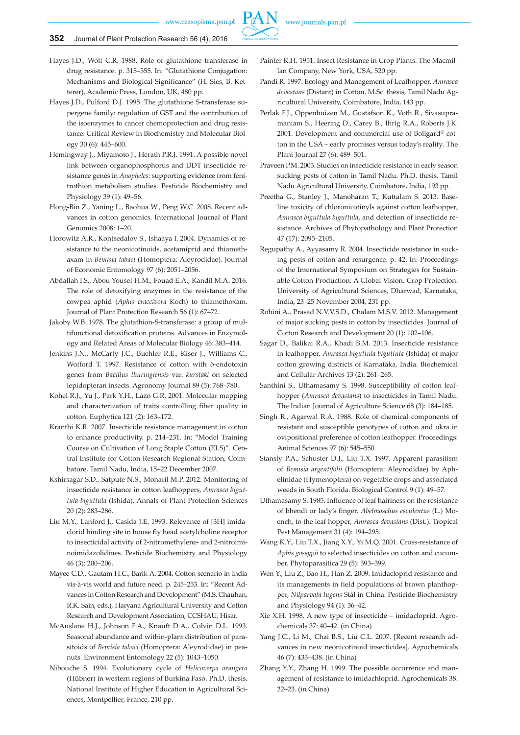Hayes J.D., Wolf C.R. 1988. Role of glutathione transferase in drug resistance. p. 315–355. In: "Glutathione Conjugation: Mechanisms and Biological Significance" (H. Sies, B. Ketterer), Academic Press, London, UK, 480 pp.

Hayes J.D., Pulford D.J. 1995. The glutathione S-transferase supergene family: regulation of GST and the contribution of the isoenzymes to cancer chemoprotection and drug resistance. Critical Review in Biochemistry and Molecular Biology 30 (6): 445–600.

Hemingway J., Miyamoto J., Herath P.R.J. 1991. A possible novel link between organophosphorus and DDT insecticide resistance genes in *Anopheles*: supporting evidence from fenitrothion metabolism studies. Pesticide Biochemistry and Physiology 39 (1): 49–56.

Hong-Bin Z., Yaning L., Baohua W., Peng W.C. 2008. Recent advances in cotton genomics. International Journal of Plant Genomics 2008: 1–20.

Horowitz A.R., Kontsedalov S., Ishaaya I. 2004. Dynamics of resistance to the neonicotinoids, acetamiprid and thiamethaxam in *Bemisia tabaci* (Homoptera: Aleyrodidae). Journal of Economic Entomology 97 (6): 2051–2056.

Abdallah I.S., Abou-Yousef H.M., Fouad E.A., Kandil M.A. 2016. The role of detoxifying enzymes in the resistance of the cowpea aphid (*Aphis craccivora* Koch) to thiamethoxam. Journal of Plant Protection Research 56 (1): 67–72.

Jakoby W.B. 1978. The glutathion-S-transferase: a group of multifunctional detoxification proteins. Advances in Enzymology and Related Areas of Molecular Biology 46: 383–414.

Jenkins J.N., McCarty J.C., Buehler R.E., Kiser J., Williams C., Wofford T. 1997. Resistance of cotton with δ-endotoxin genes from *Bacillus thuringiensis* var. *kurstaki* on selected lepidopteran insects. Agronomy Journal 89 (5): 768–780.

Kohel R.J., Yu J., Park Y.H., Lazo G.R. 2001. Molecular mapping and characterization of traits controlling fiber quality in cotton. Euphytica 121 (2): 163–172.

Kranthi K.R. 2007. Insecticide resistance management in cotton to enhance productivity. p. 214–231. In: "Model Training Course on Cultivation of Long Staple Cotton (ELS)". Central Institute for Cotton Research Regional Station, Coimbatore, Tamil Nadu, India, 15–22 December 2007.

Kshirsagar S.D., Satpute N.S., Moharil M.P. 2012. Monitoring of insecticide resistance in cotton leafhoppers, *Amrasca biguttula biguttula* (Ishida). Annals of Plant Protection Sciences 20 (2): 283–286.

Liu M.Y., Lanford J., Casida J.E. 1993. Relevance of [3H] imidaclorid binding site in house fly head acetylcholine receptor to insecticidal activity of 2-nitromethylene- and 2-nitroiminoimidazolidines. Pesticide Biochemistry and Physiology 46 (3): 200–206.

Mayee C.D., Gautam H.C., Barik A. 2004. Cotton scenario in India vis-à-vis world and future need. p. 245–253. In: "Recent Advances in Cotton Research and Development" (M.S. Chauhan, R.K. Sain, eds.), Haryana Agricultural University and Cotton Research and Development Association, CCSHAU, Hisar.

McAuslane H.J., Johnson F.A., Knauft D.A., Colvin D.L. 1993. Seasonal abundance and within-plant distribution of parasitoids of *Bemisia tabaci* (Homoptera: Aleyrodidae) in peanuts. Environment Entomology 22 (5): 1043–1050.

Nibouche S. 1994. Evolutionary cycle of *Helicoverpa armigera* (Hübner) in western regions of Burkina Faso. Ph.D. thesis, National Institute of Higher Education in Agricultural Sciences, Montpellier, France, 210 pp.

Painter R.H. 1951. Insect Resistance in Crop Plants. The Macmillan Company, New York, USA, 520 pp.

Pandi R. 1997. Ecology and Management of Leafhopper. *Amrasca devastans* (Distant) in Cotton. M.Sc. thesis, Tamil Nadu Agricultural University, Coimbatore, India, 143 pp.

Perlak F.J., Oppenhuizen M., Gustafson K., Voth R., Sivasupramaniam S., Heering D., Carey B., Ihrig R.A., Roberts J.K. 2001. Development and commercial use of Bollgard® cotton in the USA – early promises versus today's reality. The Plant Journal 27 (6): 489–501.

Praveen P.M. 2003. Studies on insecticide resistance in early season sucking pests of cotton in Tamil Nadu. Ph.D. thesis, Tamil Nadu Agricultural University, Coimbatore, India, 193 pp.

Preetha G., Stanley J., Manoharan T., Kuttalam S. 2013. Baseline toxicity of chloronicotinyls against cotton leafhopper, *Amrasca biguttula biguttula*, and detection of insecticide resistance. Archives of Phytopathology and Plant Protection 47 (17): 2095–2105.

Regupathy A., Ayyasamy R. 2004. Insecticide resistance in sucking pests of cotton and resurgence. p. 42. In: Proceedings of the International Symposium on Strategies for Sustainable Cotton Production: A Global Vision. Crop Protection. University of Agricultural Sciences, Dharwad, Karnataka, India, 23–25 November 2004, 231 pp.

Rohini A., Prasad N.V.V.S.D., Chalam M.S.V. 2012. Management of major sucking pests in cotton by insecticides. Journal of Cotton Research and Development 20 (1): 102–106.

Sagar D., Balikai R.A., Khadi B.M. 2013. Insecticide resistance in leafhopper, *Amrasca biguttula biguttula* (Ishida) of major cotton growing districts of Karnataka, India. Biochemical and Cellular Archives 13 (2): 261–265.

Santhini S., Uthamasamy S. 1998. Susceptibility of cotton leafhopper (*Amrasca devastans*) to insecticides in Tamil Nadu. The Indian Journal of Agriculture Science 68 (3): 184–185.

Singh R., Agarwal R.A. 1988. Role of chemical components of resistant and susceptible genotypes of cotton and okra in ovipositional preference of cotton leafhopper. Proceedings: Animal Sciences 97 (6): 545–550.

Stansly P.A., Schuster D.J., Liu T.X. 1997. Apparent parasitism of *Bemisia argentifolii* (Homoptera: Aleyrodidae) by Aphelinidae (Hymenoptera) on vegetable crops and associated weeds in South Florida. Biological Control 9 (1): 49–57.

Uthamasamy S. 1985. Influence of leaf hairiness on the resistance of bhendi or lady's finger, *Abelmoschus esculentus* (L.) Moench, to the leaf hopper, *Amrasca devastans* (Dist.). Tropical Pest Management 31 (4): 194–295.

Wang K.Y., Liu T.X., Jiang X.Y., Yi M.Q. 2001. Cross-resistance of *Aphis gossypii* to selected insecticides on cotton and cucumber. Phytoparasitica 29 (5): 393–399.

Wen Y., Liu Z., Bao H., Han Z. 2009. Imidacloprid resistance and its managements in field populations of brown planthopper, *Nilparvata lugens* Stål in China. Pesticide Biochemistry and Physiology 94 (1): 36–42.

Xie X.H. 1998. A new type of insecticide – imidacloprid. Agrochemicals 37: 40–42. (in China)

Yang J.C., Li M., Chai B.S., Liu C.L. 2007. [Recent research advances in new neonicotinoid insecticides]. Agrochemicals 46 (7): 433–438. (in China)

Zhang Y.Y., Zhang H. 1999. The possible occurrence and management of resistance to imidachloprid. Agrochemicals 38: 22–23. (in China)